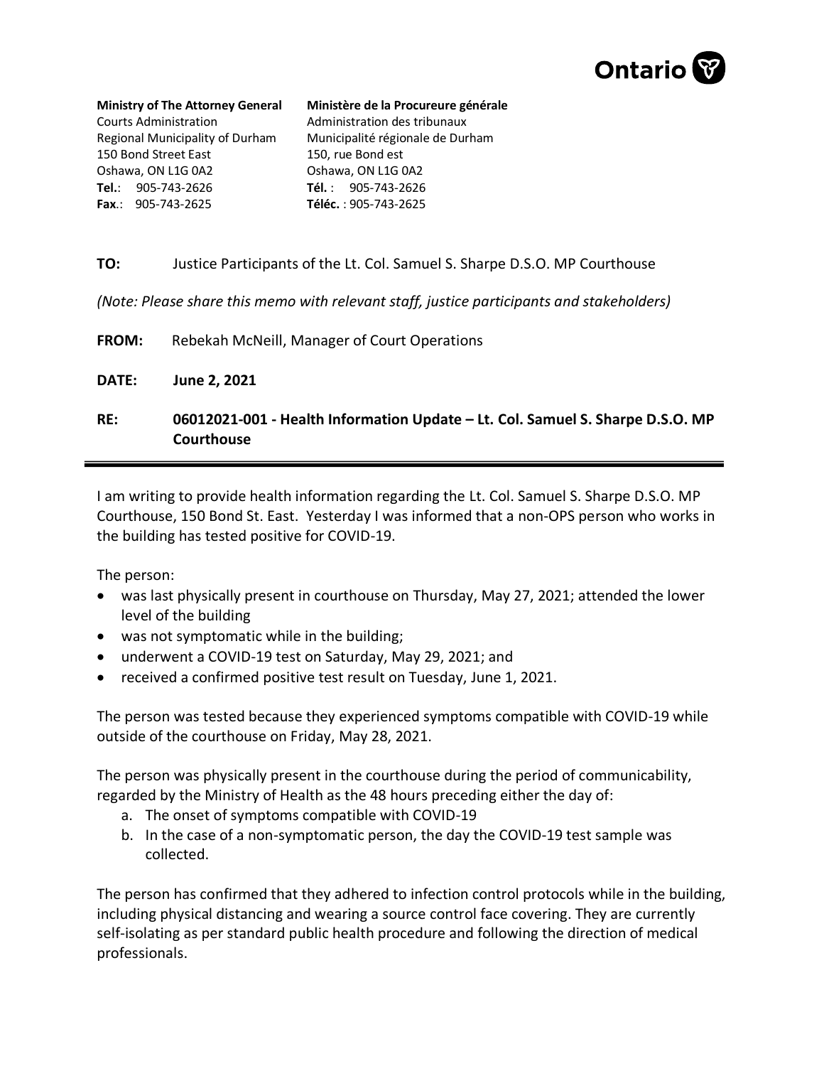Ontario

| **Ministry of The Attorney General** | **Ministère de la Procureure générale** |
|---|---|
| Courts Administration | Administration des tribunaux |
| Regional Municipality of Durham | Municipalité régionale de Durham |
| 150 Bond Street East | 150, rue Bond est |
| Oshawa, ON L1G 0A2 | Oshawa, ON L1G 0A2 |
| **Tel.**: 905-743-2626 | **Tél.** : 905-743-2626 |
| **Fax**.: 905-743-2625 | **Téléc.** : 905-743-2625 |

**TO:** Justice Participants of the Lt. Col. Samuel S. Sharpe D.S.O. MP Courthouse

*(Note: Please share this memo with relevant staff, justice participants and stakeholders)*

**FROM:** Rebekah McNeill, Manager of Court Operations

**DATE:** **June 2, 2021**

**RE:** **06012021-001 - Health Information Update – Lt. Col. Samuel S. Sharpe D.S.O. MP Courthouse**

---

I am writing to provide health information regarding the Lt. Col. Samuel S. Sharpe D.S.O. MP Courthouse, 150 Bond St. East. Yesterday I was informed that a non-OPS person who works in the building has tested positive for COVID-19.

The person:

- was last physically present in courthouse on Thursday, May 27, 2021; attended the lower level of the building
- was not symptomatic while in the building;
- underwent a COVID-19 test on Saturday, May 29, 2021; and
- received a confirmed positive test result on Tuesday, June 1, 2021.

The person was tested because they experienced symptoms compatible with COVID-19 while outside of the courthouse on Friday, May 28, 2021.

The person was physically present in the courthouse during the period of communicability, regarded by the Ministry of Health as the 48 hours preceding either the day of:

a. The onset of symptoms compatible with COVID-19
b. In the case of a non-symptomatic person, the day the COVID-19 test sample was collected.

The person has confirmed that they adhered to infection control protocols while in the building, including physical distancing and wearing a source control face covering. They are currently self-isolating as per standard public health procedure and following the direction of medical professionals.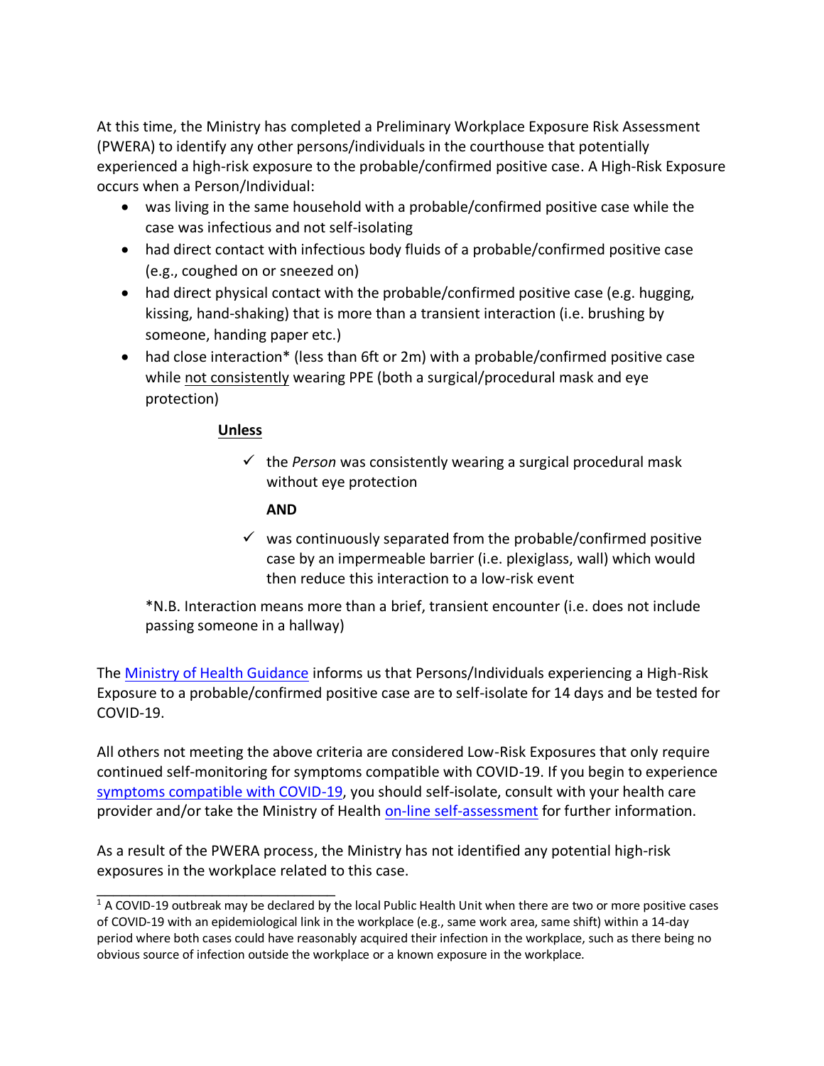At this time, the Ministry has completed a Preliminary Workplace Exposure Risk Assessment (PWERA) to identify any other persons/individuals in the courthouse that potentially experienced a high-risk exposure to the probable/confirmed positive case. A High-Risk Exposure occurs when a Person/Individual:

- was living in the same household with a probable/confirmed positive case while the case was infectious and not self-isolating
- had direct contact with infectious body fluids of a probable/confirmed positive case (e.g., coughed on or sneezed on)
- had direct physical contact with the probable/confirmed positive case (e.g. hugging, kissing, hand-shaking) that is more than a transient interaction (i.e. brushing by someone, handing paper etc.)
- had close interaction* (less than 6ft or 2m) with a probable/confirmed positive case while <u>not consistently</u> wearing PPE (both a surgical/procedural mask and eye protection)

**<u>Unless</u>**

- ✓ the *Person* was consistently wearing a surgical procedural mask without eye protection

  **AND**

- ✓ was continuously separated from the probable/confirmed positive case by an impermeable barrier (i.e. plexiglass, wall) which would then reduce this interaction to a low-risk event

*N.B. Interaction means more than a brief, transient encounter (i.e. does not include passing someone in a hallway)

The [Ministry of Health Guidance] informs us that Persons/Individuals experiencing a High-Risk Exposure to a probable/confirmed positive case are to self-isolate for 14 days and be tested for COVID-19.

All others not meeting the above criteria are considered Low-Risk Exposures that only require continued self-monitoring for symptoms compatible with COVID-19. If you begin to experience [symptoms compatible with COVID-19], you should self-isolate, consult with your health care provider and/or take the Ministry of Health [on-line self-assessment] for further information.

As a result of the PWERA process, the Ministry has not identified any potential high-risk exposures in the workplace related to this case.

---

[1] A COVID-19 outbreak may be declared by the local Public Health Unit when there are two or more positive cases of COVID-19 with an epidemiological link in the workplace (e.g., same work area, same shift) within a 14-day period where both cases could have reasonably acquired their infection in the workplace, such as there being no obvious source of infection outside the workplace or a known exposure in the workplace.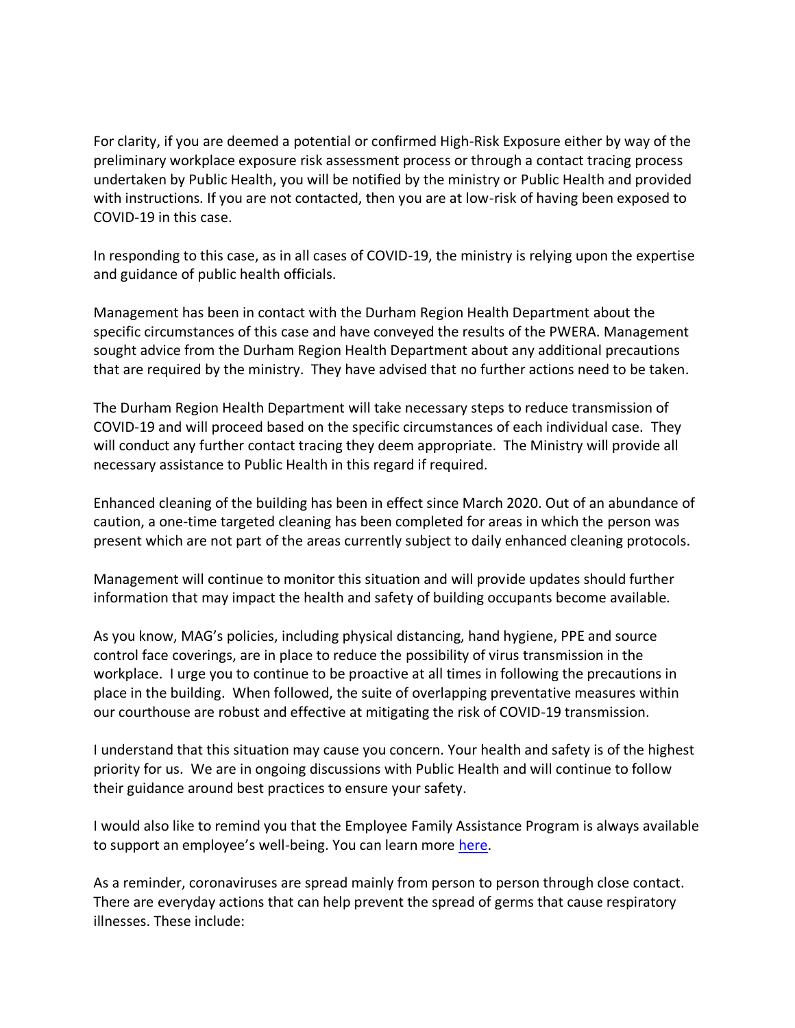For clarity, if you are deemed a potential or confirmed High-Risk Exposure either by way of the preliminary workplace exposure risk assessment process or through a contact tracing process undertaken by Public Health, you will be notified by the ministry or Public Health and provided with instructions. If you are not contacted, then you are at low-risk of having been exposed to COVID-19 in this case.

In responding to this case, as in all cases of COVID-19, the ministry is relying upon the expertise and guidance of public health officials.

Management has been in contact with the Durham Region Health Department about the specific circumstances of this case and have conveyed the results of the PWERA. Management sought advice from the Durham Region Health Department about any additional precautions that are required by the ministry. They have advised that no further actions need to be taken.

The Durham Region Health Department will take necessary steps to reduce transmission of COVID-19 and will proceed based on the specific circumstances of each individual case. They will conduct any further contact tracing they deem appropriate. The Ministry will provide all necessary assistance to Public Health in this regard if required.

Enhanced cleaning of the building has been in effect since March 2020. Out of an abundance of caution, a one-time targeted cleaning has been completed for areas in which the person was present which are not part of the areas currently subject to daily enhanced cleaning protocols.

Management will continue to monitor this situation and will provide updates should further information that may impact the health and safety of building occupants become available.

As you know, MAG's policies, including physical distancing, hand hygiene, PPE and source control face coverings, are in place to reduce the possibility of virus transmission in the workplace. I urge you to continue to be proactive at all times in following the precautions in place in the building. When followed, the suite of overlapping preventative measures within our courthouse are robust and effective at mitigating the risk of COVID-19 transmission.

I understand that this situation may cause you concern. Your health and safety is of the highest priority for us. We are in ongoing discussions with Public Health and will continue to follow their guidance around best practices to ensure your safety.

I would also like to remind you that the Employee Family Assistance Program is always available to support an employee's well-being. You can learn more here.

As a reminder, coronaviruses are spread mainly from person to person through close contact. There are everyday actions that can help prevent the spread of germs that cause respiratory illnesses. These include: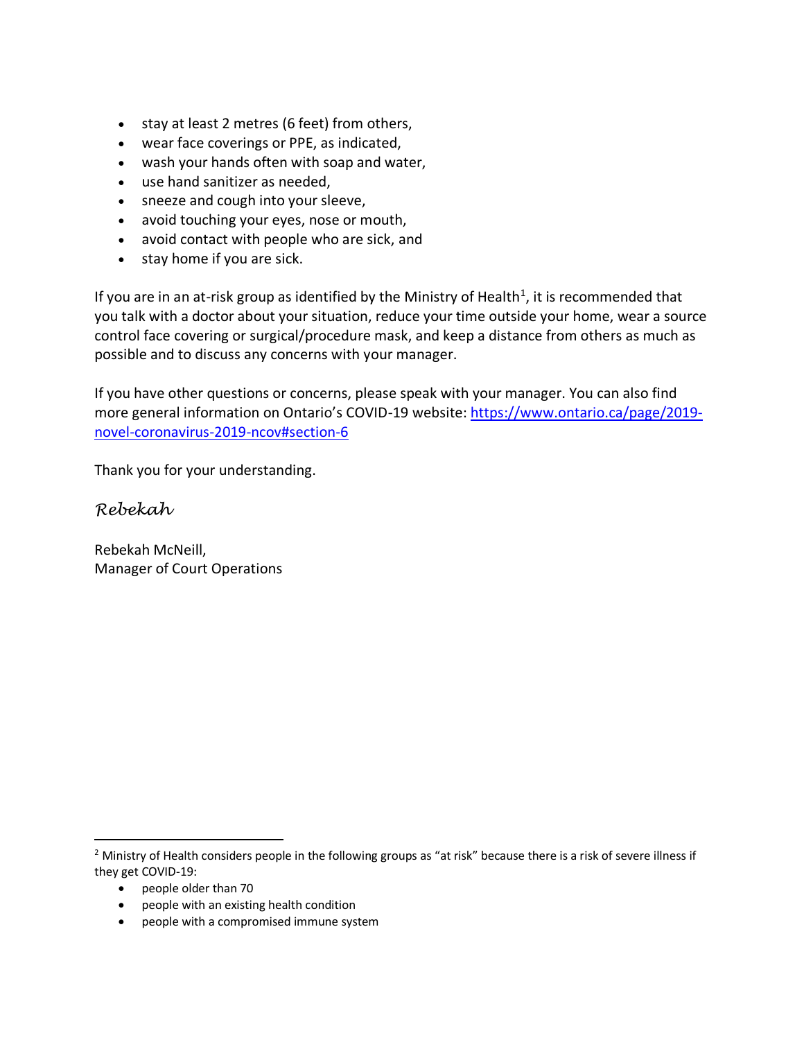- stay at least 2 metres (6 feet) from others,
- wear face coverings or PPE, as indicated,
- wash your hands often with soap and water,
- use hand sanitizer as needed,
- sneeze and cough into your sleeve,
- avoid touching your eyes, nose or mouth,
- avoid contact with people who are sick, and
- stay home if you are sick.

If you are in an at-risk group as identified by the Ministry of Health[1], it is recommended that you talk with a doctor about your situation, reduce your time outside your home, wear a source control face covering or surgical/procedure mask, and keep a distance from others as much as possible and to discuss any concerns with your manager.

If you have other questions or concerns, please speak with your manager. You can also find more general information on Ontario's COVID-19 website: [https://www.ontario.ca/page/2019-novel-coronavirus-2019-ncov#section-6](https://www.ontario.ca/page/2019-novel-coronavirus-2019-ncov#section-6)

Thank you for your understanding.

*Rebekah*

Rebekah McNeill,
Manager of Court Operations

---

[2] Ministry of Health considers people in the following groups as "at risk" because there is a risk of severe illness if they get COVID-19:

- people older than 70
- people with an existing health condition
- people with a compromised immune system